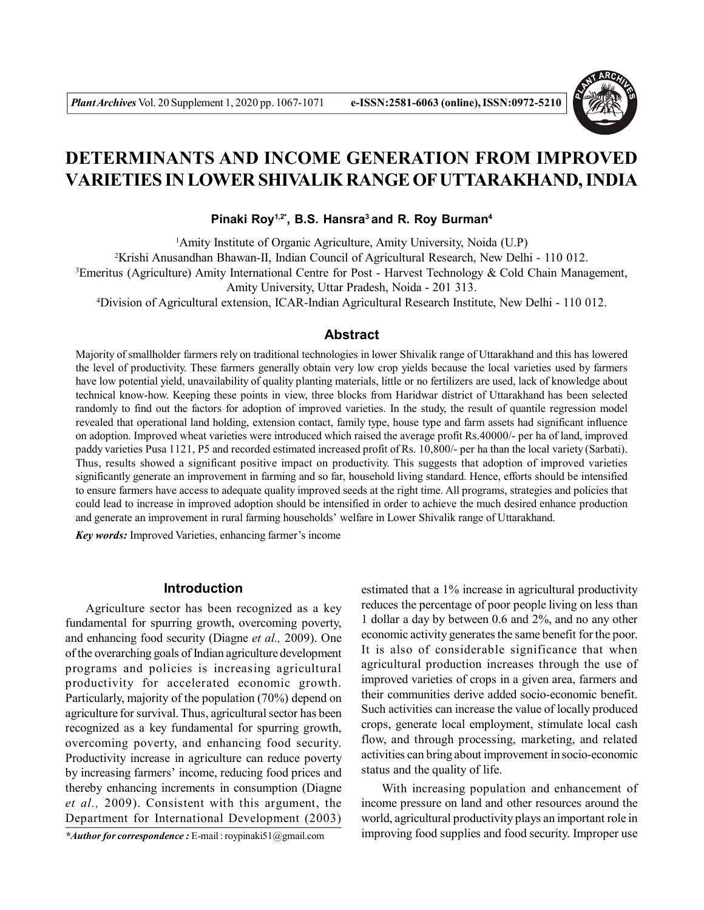# DETERMINANTS AND INCOME GENERATION FROM IMPROVED VARIETIES IN LOWER SHIVALIK RANGE OF UTTARAKHAND, INDIA

**Pinaki Roy[1,2*], B.S. Hansra[3] and R. Roy Burman[4]**

[1]Amity Institute of Organic Agriculture, Amity University, Noida (U.P)

[2]Krishi Anusandhan Bhawan-II, Indian Council of Agricultural Research, New Delhi - 110 012.

[3]Emeritus (Agriculture) Amity International Centre for Post - Harvest Technology & Cold Chain Management, Amity University, Uttar Pradesh, Noida - 201 313.

[4]Division of Agricultural extension, ICAR-Indian Agricultural Research Institute, New Delhi - 110 012.

## Abstract

Majority of smallholder farmers rely on traditional technologies in lower Shivalik range of Uttarakhand and this has lowered the level of productivity. These farmers generally obtain very low crop yields because the local varieties used by farmers have low potential yield, unavailability of quality planting materials, little or no fertilizers are used, lack of knowledge about technical know-how. Keeping these points in view, three blocks from Haridwar district of Uttarakhand has been selected randomly to find out the factors for adoption of improved varieties. In the study, the result of quantile regression model revealed that operational land holding, extension contact, family type, house type and farm assets had significant influence on adoption. Improved wheat varieties were introduced which raised the average profit Rs.40000/- per ha of land, improved paddy varieties Pusa 1121, P5 and recorded estimated increased profit of Rs. 10,800/- per ha than the local variety (Sarbati). Thus, results showed a significant positive impact on productivity. This suggests that adoption of improved varieties significantly generate an improvement in farming and so far, household living standard. Hence, efforts should be intensified to ensure farmers have access to adequate quality improved seeds at the right time. All programs, strategies and policies that could lead to increase in improved adoption should be intensified in order to achieve the much desired enhance production and generate an improvement in rural farming households' welfare in Lower Shivalik range of Uttarakhand.

***Key words:*** Improved Varieties, enhancing farmer's income

## Introduction

Agriculture sector has been recognized as a key fundamental for spurring growth, overcoming poverty, and enhancing food security (Diagne *et al.,* 2009). One of the overarching goals of Indian agriculture development programs and policies is increasing agricultural productivity for accelerated economic growth. Particularly, majority of the population (70%) depend on agriculture for survival. Thus, agricultural sector has been recognized as a key fundamental for spurring growth, overcoming poverty, and enhancing food security. Productivity increase in agriculture can reduce poverty by increasing farmers' income, reducing food prices and thereby enhancing increments in consumption (Diagne *et al.,* 2009). Consistent with this argument, the Department for International Development (2003) estimated that a 1% increase in agricultural productivity reduces the percentage of poor people living on less than 1 dollar a day by between 0.6 and 2%, and no any other economic activity generates the same benefit for the poor. It is also of considerable significance that when agricultural production increases through the use of improved varieties of crops in a given area, farmers and their communities derive added socio-economic benefit. Such activities can increase the value of locally produced crops, generate local employment, stimulate local cash flow, and through processing, marketing, and related activities can bring about improvement in socio-economic status and the quality of life.

With increasing population and enhancement of income pressure on land and other resources around the world, agricultural productivity plays an important role in improving food supplies and food security. Improper use

****Author for correspondence :*** E-mail : roypinaki51@gmail.com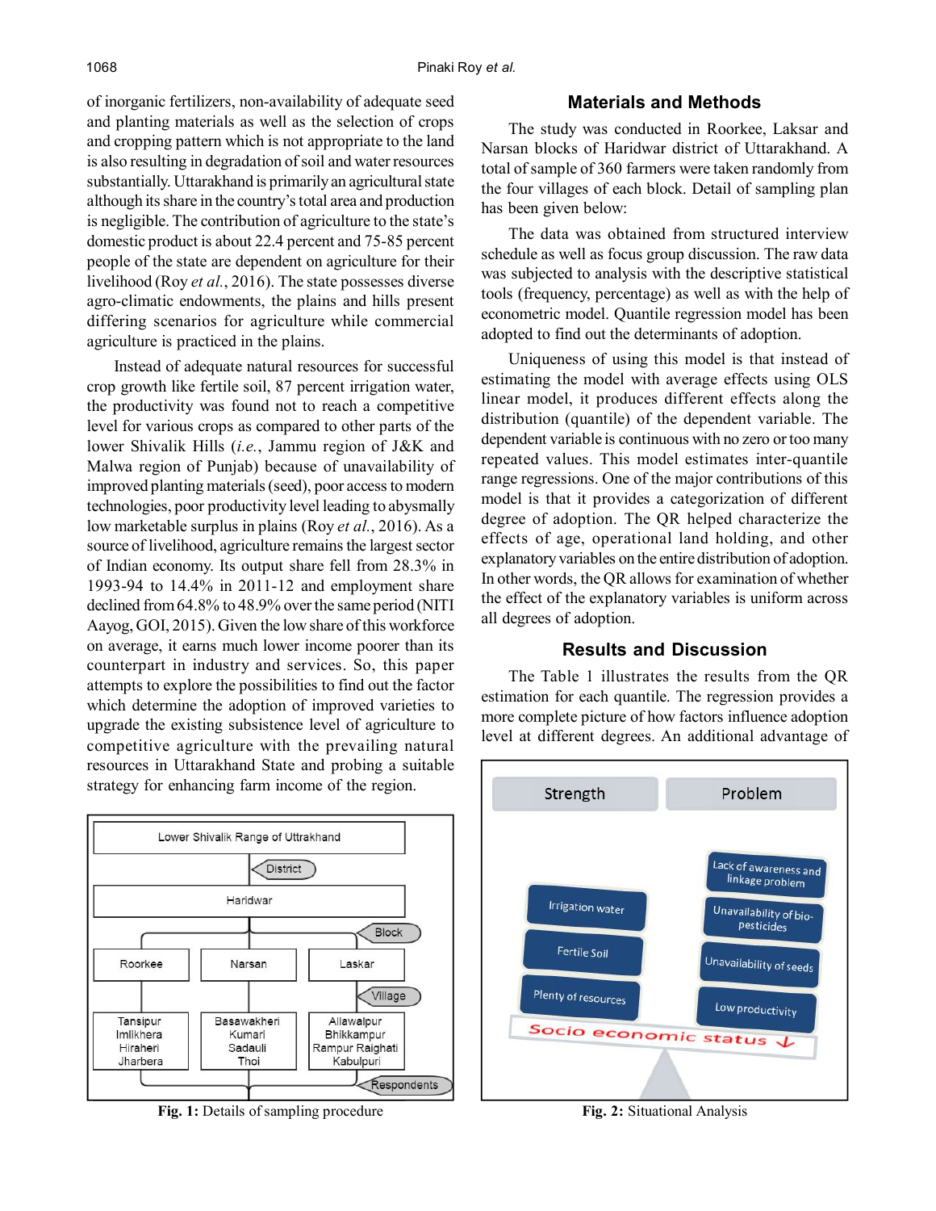of inorganic fertilizers, non-availability of adequate seed and planting materials as well as the selection of crops and cropping pattern which is not appropriate to the land is also resulting in degradation of soil and water resources substantially. Uttarakhand is primarily an agricultural state although its share in the country's total area and production is negligible. The contribution of agriculture to the state's domestic product is about 22.4 percent and 75-85 percent people of the state are dependent on agriculture for their livelihood (Roy *et al.*, 2016). The state possesses diverse agro-climatic endowments, the plains and hills present differing scenarios for agriculture while commercial agriculture is practiced in the plains.

Instead of adequate natural resources for successful crop growth like fertile soil, 87 percent irrigation water, the productivity was found not to reach a competitive level for various crops as compared to other parts of the lower Shivalik Hills (*i.e.*, Jammu region of J&K and Malwa region of Punjab) because of unavailability of improved planting materials (seed), poor access to modern technologies, poor productivity level leading to abysmally low marketable surplus in plains (Roy *et al.*, 2016). As a source of livelihood, agriculture remains the largest sector of Indian economy. Its output share fell from 28.3% in 1993-94 to 14.4% in 2011-12 and employment share declined from 64.8% to 48.9% over the same period (NITI Aayog, GOI, 2015). Given the low share of this workforce on average, it earns much lower income poorer than its counterpart in industry and services. So, this paper attempts to explore the possibilities to find out the factor which determine the adoption of improved varieties to upgrade the existing subsistence level of agriculture to competitive agriculture with the prevailing natural resources in Uttarakhand State and probing a suitable strategy for enhancing farm income of the region.

Lower Shivalik Range of Uttrakhand
→ District: Haridwar
→ Block: Roorkee | Narsan | Laskar
→ Village:
- Roorkee: Tansipur, Imlikhera, Hiraheri, Jharbera
- Narsan: Basawakheri, Kumari, Sadauli, Thoi
- Laskar: Allawalpur, Bhikkampur, Rampur Raighati, Kabulpuri

→ Respondents

**Fig. 1:** Details of sampling procedure

## Materials and Methods

The study was conducted in Roorkee, Laksar and Narsan blocks of Haridwar district of Uttarakhand. A total of sample of 360 farmers were taken randomly from the four villages of each block. Detail of sampling plan has been given below:

The data was obtained from structured interview schedule as well as focus group discussion. The raw data was subjected to analysis with the descriptive statistical tools (frequency, percentage) as well as with the help of econometric model. Quantile regression model has been adopted to find out the determinants of adoption.

Uniqueness of using this model is that instead of estimating the model with average effects using OLS linear model, it produces different effects along the distribution (quantile) of the dependent variable. The dependent variable is continuous with no zero or too many repeated values. This model estimates inter-quantile range regressions. One of the major contributions of this model is that it provides a categorization of different degree of adoption. The QR helped characterize the effects of age, operational land holding, and other explanatory variables on the entire distribution of adoption. In other words, the QR allows for examination of whether the effect of the explanatory variables is uniform across all degrees of adoption.

## Results and Discussion

The Table 1 illustrates the results from the QR estimation for each quantile. The regression provides a more complete picture of how factors influence adoption level at different degrees. An additional advantage of

| Strength | Problem |
|---|---|
| | Lack of awareness and linkage problem |
| Irrigation water | Unavailability of bio-pesticides |
| Fertile Soil | Unavailability of seeds |
| Plenty of resources | Low productivity |

Socio economic status ↓

**Fig. 2:** Situational Analysis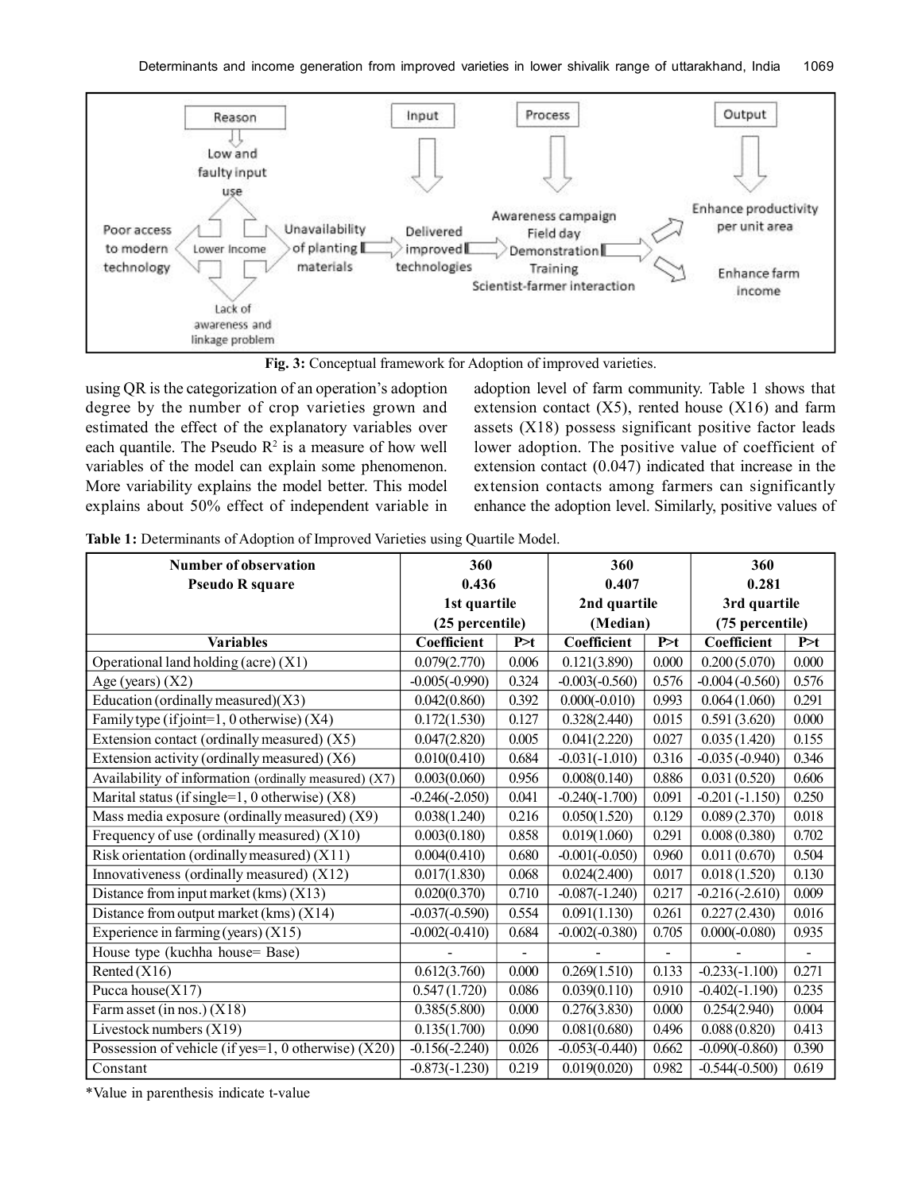Reason

Low and faulty input use

Poor access to modern technology

Lower Income

Unavailability of planting materials

Lack of awareness and linkage problem

Input

Delivered improved technologies

Process

Awareness campaign
Field day
Demonstration
Training
Scientist-farmer interaction

Output

Enhance productivity per unit area

Enhance farm income

**Fig. 3:** Conceptual framework for Adoption of improved varieties.

using QR is the categorization of an operation's adoption degree by the number of crop varieties grown and estimated the effect of the explanatory variables over each quantile. The Pseudo $R^2$ is a measure of how well variables of the model can explain some phenomenon. More variability explains the model better. This model explains about 50% effect of independent variable in adoption level of farm community. Table 1 shows that extension contact (X5), rented house (X16) and farm assets (X18) possess significant positive factor leads lower adoption. The positive value of coefficient of extension contact (0.047) indicated that increase in the extension contacts among farmers can significantly enhance the adoption level. Similarly, positive values of

**Table 1:** Determinants of Adoption of Improved Varieties using Quartile Model.

| Number of observation<br>Pseudo R square | 360<br>0.436<br>1st quartile<br>(25 percentile) | | 360<br>0.407<br>2nd quartile<br>(Median) | | 360<br>0.281<br>3rd quartile<br>(75 percentile) | |
|---|---|---|---|---|---|---|
| **Variables** | **Coefficient** | **P>t** | **Coefficient** | **P>t** | **Coefficient** | **P>t** |
| Operational land holding (acre) (X1) | 0.079(2.770) | 0.006 | 0.121(3.890) | 0.000 | 0.200 (5.070) | 0.000 |
| Age (years) (X2) | -0.005(-0.990) | 0.324 | -0.003(-0.560) | 0.576 | -0.004 (-0.560) | 0.576 |
| Education (ordinally measured)(X3) | 0.042(0.860) | 0.392 | 0.000(-0.010) | 0.993 | 0.064 (1.060) | 0.291 |
| Family type (if joint=1, 0 otherwise) (X4) | 0.172(1.530) | 0.127 | 0.328(2.440) | 0.015 | 0.591 (3.620) | 0.000 |
| Extension contact (ordinally measured) (X5) | 0.047(2.820) | 0.005 | 0.041(2.220) | 0.027 | 0.035 (1.420) | 0.155 |
| Extension activity (ordinally measured) (X6) | 0.010(0.410) | 0.684 | -0.031(-1.010) | 0.316 | -0.035 (-0.940) | 0.346 |
| Availability of information (ordinally measured) (X7) | 0.003(0.060) | 0.956 | 0.008(0.140) | 0.886 | 0.031 (0.520) | 0.606 |
| Marital status (if single=1, 0 otherwise) (X8) | -0.246(-2.050) | 0.041 | -0.240(-1.700) | 0.091 | -0.201 (-1.150) | 0.250 |
| Mass media exposure (ordinally measured) (X9) | 0.038(1.240) | 0.216 | 0.050(1.520) | 0.129 | 0.089 (2.370) | 0.018 |
| Frequency of use (ordinally measured) (X10) | 0.003(0.180) | 0.858 | 0.019(1.060) | 0.291 | 0.008 (0.380) | 0.702 |
| Risk orientation (ordinally measured) (X11) | 0.004(0.410) | 0.680 | -0.001(-0.050) | 0.960 | 0.011 (0.670) | 0.504 |
| Innovativeness (ordinally measured) (X12) | 0.017(1.830) | 0.068 | 0.024(2.400) | 0.017 | 0.018 (1.520) | 0.130 |
| Distance from input market (kms) (X13) | 0.020(0.370) | 0.710 | -0.087(-1.240) | 0.217 | -0.216 (-2.610) | 0.009 |
| Distance from output market (kms) (X14) | -0.037(-0.590) | 0.554 | 0.091(1.130) | 0.261 | 0.227 (2.430) | 0.016 |
| Experience in farming (years) (X15) | -0.002(-0.410) | 0.684 | -0.002(-0.380) | 0.705 | 0.000(-0.080) | 0.935 |
| House type (kuchha house= Base) | - | - | - | - | - | - |
| Rented (X16) | 0.612(3.760) | 0.000 | 0.269(1.510) | 0.133 | -0.233(-1.100) | 0.271 |
| Pucca house(X17) | 0.547 (1.720) | 0.086 | 0.039(0.110) | 0.910 | -0.402(-1.190) | 0.235 |
| Farm asset (in nos.) (X18) | 0.385(5.800) | 0.000 | 0.276(3.830) | 0.000 | 0.254(2.940) | 0.004 |
| Livestock numbers (X19) | 0.135(1.700) | 0.090 | 0.081(0.680) | 0.496 | 0.088 (0.820) | 0.413 |
| Possession of vehicle (if yes=1, 0 otherwise) (X20) | -0.156(-2.240) | 0.026 | -0.053(-0.440) | 0.662 | -0.090(-0.860) | 0.390 |
| Constant | -0.873(-1.230) | 0.219 | 0.019(0.020) | 0.982 | -0.544(-0.500) | 0.619 |

*Value in parenthesis indicate t-value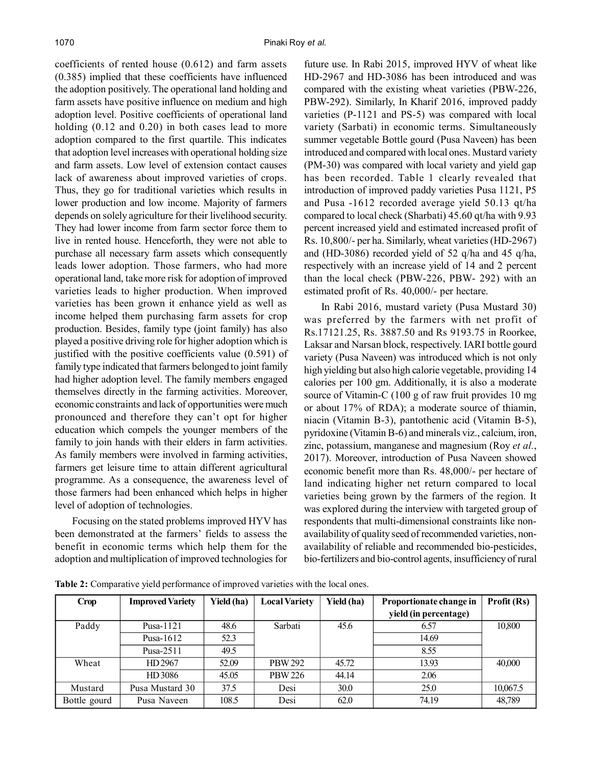coefficients of rented house (0.612) and farm assets (0.385) implied that these coefficients have influenced the adoption positively. The operational land holding and farm assets have positive influence on medium and high adoption level. Positive coefficients of operational land holding (0.12 and 0.20) in both cases lead to more adoption compared to the first quartile. This indicates that adoption level increases with operational holding size and farm assets. Low level of extension contact causes lack of awareness about improved varieties of crops. Thus, they go for traditional varieties which results in lower production and low income. Majority of farmers depends on solely agriculture for their livelihood security. They had lower income from farm sector force them to live in rented house. Henceforth, they were not able to purchase all necessary farm assets which consequently leads lower adoption. Those farmers, who had more operational land, take more risk for adoption of improved varieties leads to higher production. When improved varieties has been grown it enhance yield as well as income helped them purchasing farm assets for crop production. Besides, family type (joint family) has also played a positive driving role for higher adoption which is justified with the positive coefficients value (0.591) of family type indicated that farmers belonged to joint family had higher adoption level. The family members engaged themselves directly in the farming activities. Moreover, economic constraints and lack of opportunities were much pronounced and therefore they can't opt for higher education which compels the younger members of the family to join hands with their elders in farm activities. As family members were involved in farming activities, farmers get leisure time to attain different agricultural programme. As a consequence, the awareness level of those farmers had been enhanced which helps in higher level of adoption of technologies.

Focusing on the stated problems improved HYV has been demonstrated at the farmers' fields to assess the benefit in economic terms which help them for the adoption and multiplication of improved technologies for future use. In Rabi 2015, improved HYV of wheat like HD-2967 and HD-3086 has been introduced and was compared with the existing wheat varieties (PBW-226, PBW-292). Similarly, In Kharif 2016, improved paddy varieties (P-1121 and PS-5) was compared with local variety (Sarbati) in economic terms. Simultaneously summer vegetable Bottle gourd (Pusa Naveen) has been introduced and compared with local ones. Mustard variety (PM-30) was compared with local variety and yield gap has been recorded. Table 1 clearly revealed that introduction of improved paddy varieties Pusa 1121, P5 and Pusa -1612 recorded average yield 50.13 qt/ha compared to local check (Sharbati) 45.60 qt/ha with 9.93 percent increased yield and estimated increased profit of Rs. 10,800/- per ha. Similarly, wheat varieties (HD-2967) and (HD-3086) recorded yield of 52 q/ha and 45 q/ha, respectively with an increase yield of 14 and 2 percent than the local check (PBW-226, PBW- 292) with an estimated profit of Rs. 40,000/- per hectare.

In Rabi 2016, mustard variety (Pusa Mustard 30) was preferred by the farmers with net profit of Rs.17121.25, Rs. 3887.50 and Rs 9193.75 in Roorkee, Laksar and Narsan block, respectively. IARI bottle gourd variety (Pusa Naveen) was introduced which is not only high yielding but also high calorie vegetable, providing 14 calories per 100 gm. Additionally, it is also a moderate source of Vitamin-C (100 g of raw fruit provides 10 mg or about 17% of RDA); a moderate source of thiamin, niacin (Vitamin B-3), pantothenic acid (Vitamin B-5), pyridoxine (Vitamin B-6) and minerals viz., calcium, iron, zinc, potassium, manganese and magnesium (Roy *et al.*, 2017). Moreover, introduction of Pusa Naveen showed economic benefit more than Rs. 48,000/- per hectare of land indicating higher net return compared to local varieties being grown by the farmers of the region. It was explored during the interview with targeted group of respondents that multi-dimensional constraints like non-availability of quality seed of recommended varieties, non-availability of reliable and recommended bio-pesticides, bio-fertilizers and bio-control agents, insufficiency of rural

**Table 2:** Comparative yield performance of improved varieties with the local ones.

| Crop | Improved Variety | Yield (ha) | Local Variety | Yield (ha) | Proportionate change in yield (in percentage) | Profit (Rs) |
|---|---|---|---|---|---|---|
| Paddy | Pusa-1121 | 48.6 | Sarbati | 45.6 | 6.57 | 10,800 |
| | Pusa-1612 | 52.3 | | | 14.69 | |
| | Pusa-2511 | 49.5 | | | 8.55 | |
| Wheat | HD 2967 | 52.09 | PBW 292 | 45.72 | 13.93 | 40,000 |
| | HD 3086 | 45.05 | PBW 226 | 44.14 | 2.06 | |
| Mustard | Pusa Mustard 30 | 37.5 | Desi | 30.0 | 25.0 | 10,067.5 |
| Bottle gourd | Pusa Naveen | 108.5 | Desi | 62.0 | 74.19 | 48,789 |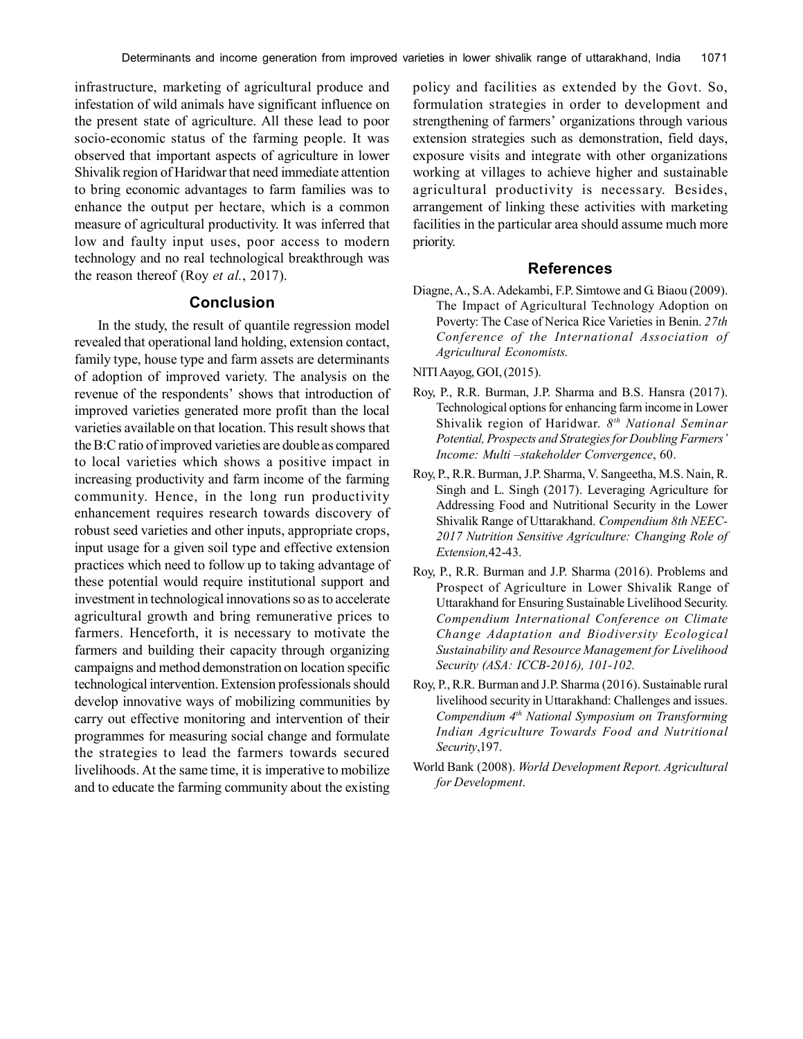infrastructure, marketing of agricultural produce and infestation of wild animals have significant influence on the present state of agriculture. All these lead to poor socio-economic status of the farming people. It was observed that important aspects of agriculture in lower Shivalik region of Haridwar that need immediate attention to bring economic advantages to farm families was to enhance the output per hectare, which is a common measure of agricultural productivity. It was inferred that low and faulty input uses, poor access to modern technology and no real technological breakthrough was the reason thereof (Roy *et al.*, 2017).

## Conclusion

In the study, the result of quantile regression model revealed that operational land holding, extension contact, family type, house type and farm assets are determinants of adoption of improved variety. The analysis on the revenue of the respondents' shows that introduction of improved varieties generated more profit than the local varieties available on that location. This result shows that the B:C ratio of improved varieties are double as compared to local varieties which shows a positive impact in increasing productivity and farm income of the farming community. Hence, in the long run productivity enhancement requires research towards discovery of robust seed varieties and other inputs, appropriate crops, input usage for a given soil type and effective extension practices which need to follow up to taking advantage of these potential would require institutional support and investment in technological innovations so as to accelerate agricultural growth and bring remunerative prices to farmers. Henceforth, it is necessary to motivate the farmers and building their capacity through organizing campaigns and method demonstration on location specific technological intervention. Extension professionals should develop innovative ways of mobilizing communities by carry out effective monitoring and intervention of their programmes for measuring social change and formulate the strategies to lead the farmers towards secured livelihoods. At the same time, it is imperative to mobilize and to educate the farming community about the existing policy and facilities as extended by the Govt. So, formulation strategies in order to development and strengthening of farmers' organizations through various extension strategies such as demonstration, field days, exposure visits and integrate with other organizations working at villages to achieve higher and sustainable agricultural productivity is necessary. Besides, arrangement of linking these activities with marketing facilities in the particular area should assume much more priority.

## References

Diagne, A., S.A. Adekambi, F.P. Simtowe and G. Biaou (2009). The Impact of Agricultural Technology Adoption on Poverty: The Case of Nerica Rice Varieties in Benin. *27th Conference of the International Association of Agricultural Economists.*

NITI Aayog, GOI, (2015).

Roy, P., R.R. Burman, J.P. Sharma and B.S. Hansra (2017). Technological options for enhancing farm income in Lower Shivalik region of Haridwar. *8th National Seminar Potential, Prospects and Strategies for Doubling Farmers' Income: Multi –stakeholder Convergence*, 60.

Roy, P., R.R. Burman, J.P. Sharma, V. Sangeetha, M.S. Nain, R. Singh and L. Singh (2017). Leveraging Agriculture for Addressing Food and Nutritional Security in the Lower Shivalik Range of Uttarakhand. *Compendium 8th NEEC-2017 Nutrition Sensitive Agriculture: Changing Role of Extension,*42-43.

Roy, P., R.R. Burman and J.P. Sharma (2016). Problems and Prospect of Agriculture in Lower Shivalik Range of Uttarakhand for Ensuring Sustainable Livelihood Security. *Compendium International Conference on Climate Change Adaptation and Biodiversity Ecological Sustainability and Resource Management for Livelihood Security (ASA: ICCB-2016), 101-102.*

Roy, P., R.R. Burman and J.P. Sharma (2016). Sustainable rural livelihood security in Uttarakhand: Challenges and issues. *Compendium 4th National Symposium on Transforming Indian Agriculture Towards Food and Nutritional Security*,197.

World Bank (2008). *World Development Report. Agricultural for Development*.